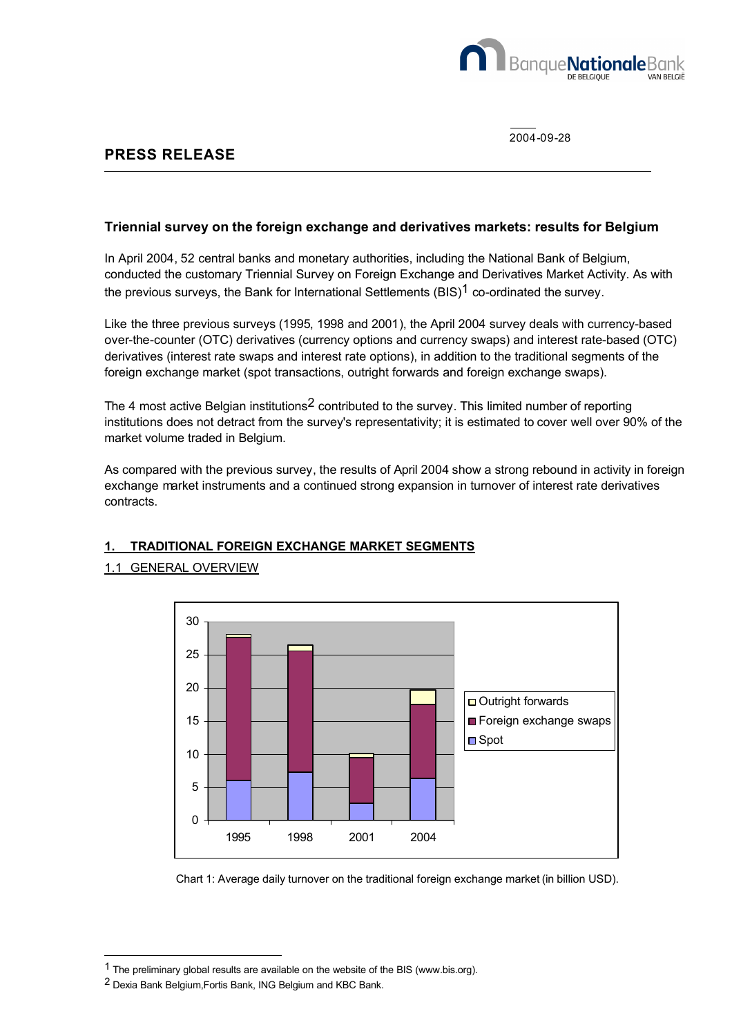2004-09-28

# PRESS RELEASE

## Triennial survey on the foreign exchange and derivatives markets: results for Belgium

In April 2004, 52 central banks and monetary authorities, including the National Bank of Belgium, conducted the customary Triennial Survey on Foreign Exchange and Derivatives Market Activity. As with the previous surveys, the Bank for International Settlements (BIS)[1] co-ordinated the survey.

Like the three previous surveys (1995, 1998 and 2001), the April 2004 survey deals with currency-based over-the-counter (OTC) derivatives (currency options and currency swaps) and interest rate-based (OTC) derivatives (interest rate swaps and interest rate options), in addition to the traditional segments of the foreign exchange market (spot transactions, outright forwards and foreign exchange swaps).

The 4 most active Belgian institutions[2] contributed to the survey. This limited number of reporting institutions does not detract from the survey's representativity; it is estimated to cover well over 90% of the market volume traded in Belgium.

As compared with the previous survey, the results of April 2004 show a strong rebound in activity in foreign exchange market instruments and a continued strong expansion in turnover of interest rate derivatives contracts.

### 1. TRADITIONAL FOREIGN EXCHANGE MARKET SEGMENTS

#### 1.1 GENERAL OVERVIEW

Chart 1: Average daily turnover on the traditional foreign exchange market (in billion USD).

[1] The preliminary global results are available on the website of the BIS (www.bis.org).

[2] Dexia Bank Belgium, Fortis Bank, ING Belgium and KBC Bank.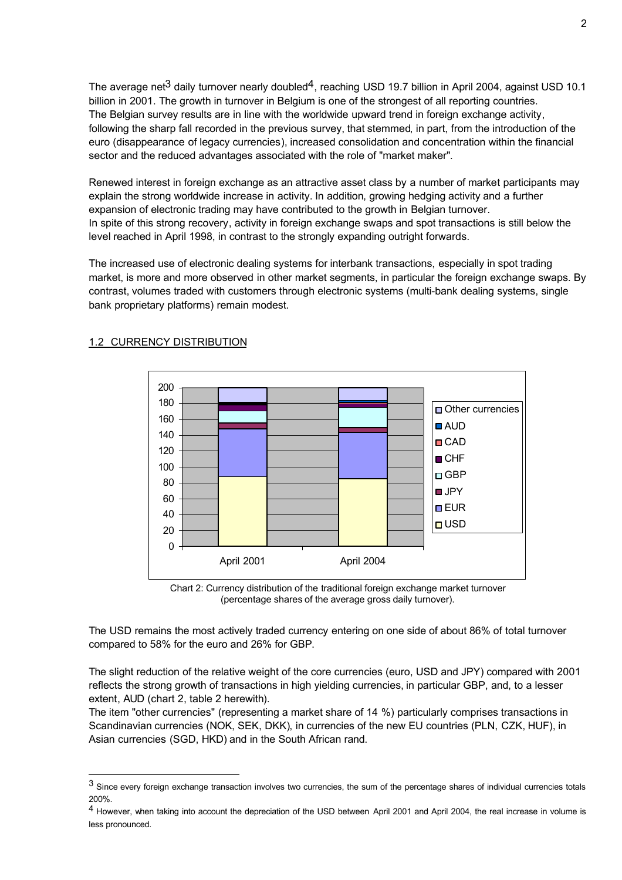The average net[3] daily turnover nearly doubled[4], reaching USD 19.7 billion in April 2004, against USD 10.1 billion in 2001. The growth in turnover in Belgium is one of the strongest of all reporting countries. The Belgian survey results are in line with the worldwide upward trend in foreign exchange activity, following the sharp fall recorded in the previous survey, that stemmed, in part, from the introduction of the euro (disappearance of legacy currencies), increased consolidation and concentration within the financial sector and the reduced advantages associated with the role of "market maker".

Renewed interest in foreign exchange as an attractive asset class by a number of market participants may explain the strong worldwide increase in activity. In addition, growing hedging activity and a further expansion of electronic trading may have contributed to the growth in Belgian turnover. In spite of this strong recovery, activity in foreign exchange swaps and spot transactions is still below the level reached in April 1998, in contrast to the strongly expanding outright forwards.

The increased use of electronic dealing systems for interbank transactions, especially in spot trading market, is more and more observed in other market segments, in particular the foreign exchange swaps. By contrast, volumes traded with customers through electronic systems (multi-bank dealing systems, single bank proprietary platforms) remain modest.

## 1.2 CURRENCY DISTRIBUTION

Chart 2: Currency distribution of the traditional foreign exchange market turnover (percentage shares of the average gross daily turnover).

The USD remains the most actively traded currency entering on one side of about 86% of total turnover compared to 58% for the euro and 26% for GBP.

The slight reduction of the relative weight of the core currencies (euro, USD and JPY) compared with 2001 reflects the strong growth of transactions in high yielding currencies, in particular GBP, and, to a lesser extent, AUD (chart 2, table 2 herewith).

The item "other currencies" (representing a market share of 14 %) particularly comprises transactions in Scandinavian currencies (NOK, SEK, DKK), in currencies of the new EU countries (PLN, CZK, HUF), in Asian currencies (SGD, HKD) and in the South African rand.

---

[3] Since every foreign exchange transaction involves two currencies, the sum of the percentage shares of individual currencies totals 200%.

[4] However, when taking into account the depreciation of the USD between April 2001 and April 2004, the real increase in volume is less pronounced.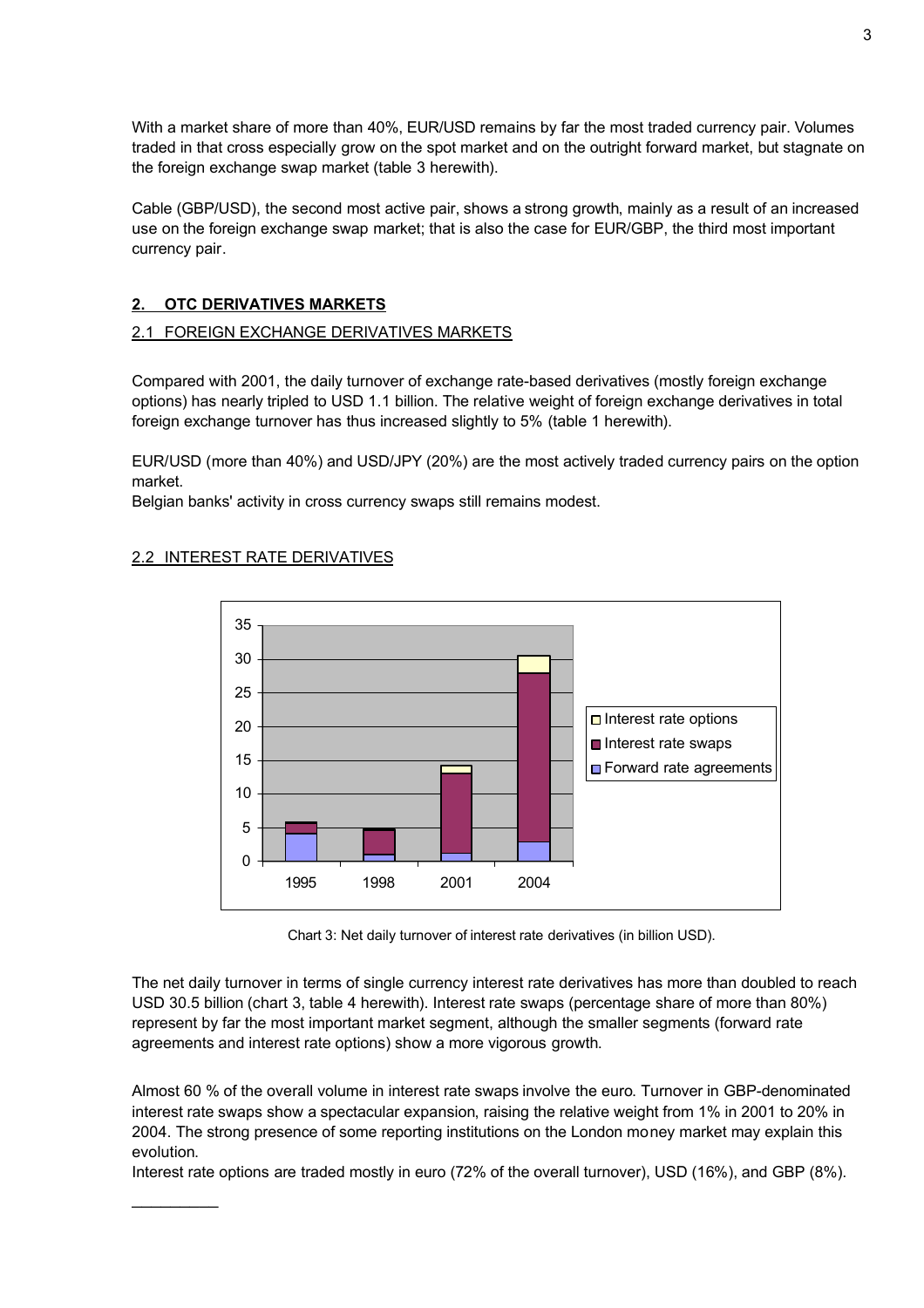With a market share of more than 40%, EUR/USD remains by far the most traded currency pair. Volumes traded in that cross especially grow on the spot market and on the outright forward market, but stagnate on the foreign exchange swap market (table 3 herewith).

Cable (GBP/USD), the second most active pair, shows a strong growth, mainly as a result of an increased use on the foreign exchange swap market; that is also the case for EUR/GBP, the third most important currency pair.

## 2. OTC DERIVATIVES MARKETS

### 2.1 FOREIGN EXCHANGE DERIVATIVES MARKETS

Compared with 2001, the daily turnover of exchange rate-based derivatives (mostly foreign exchange options) has nearly tripled to USD 1.1 billion. The relative weight of foreign exchange derivatives in total foreign exchange turnover has thus increased slightly to 5% (table 1 herewith).

EUR/USD (more than 40%) and USD/JPY (20%) are the most actively traded currency pairs on the option market.
Belgian banks' activity in cross currency swaps still remains modest.

### 2.2 INTEREST RATE DERIVATIVES

Chart 3: Net daily turnover of interest rate derivatives (in billion USD).

The net daily turnover in terms of single currency interest rate derivatives has more than doubled to reach USD 30.5 billion (chart 3, table 4 herewith). Interest rate swaps (percentage share of more than 80%) represent by far the most important market segment, although the smaller segments (forward rate agreements and interest rate options) show a more vigorous growth.

Almost 60 % of the overall volume in interest rate swaps involve the euro. Turnover in GBP-denominated interest rate swaps show a spectacular expansion, raising the relative weight from 1% in 2001 to 20% in 2004. The strong presence of some reporting institutions on the London money market may explain this evolution.
Interest rate options are traded mostly in euro (72% of the overall turnover), USD (16%), and GBP (8%).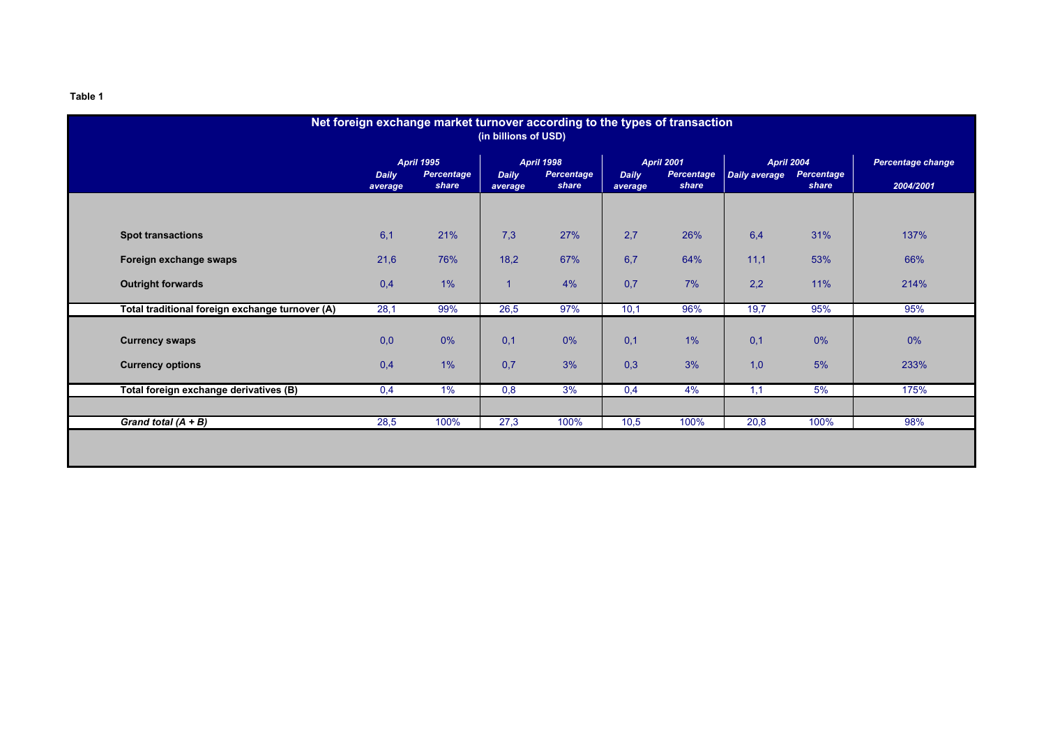**Table 1**

**Net foreign exchange market turnover according to the types of transaction**
**(in billions of USD)**

| | *April 1995* | | *April 1998* | | *April 2001* | | *April 2004* | | *Percentage change* |
|---|---|---|---|---|---|---|---|---|---|
| | *Daily average* | *Percentage share* | *Daily average* | *Percentage share* | *Daily average* | *Percentage share* | *Daily average* | *Percentage share* | *2004/2001* |
| **Spot transactions** | 6,1 | 21% | 7,3 | 27% | 2,7 | 26% | 6,4 | 31% | 137% |
| **Foreign exchange swaps** | 21,6 | 76% | 18,2 | 67% | 6,7 | 64% | 11,1 | 53% | 66% |
| **Outright forwards** | 0,4 | 1% | 1 | 4% | 0,7 | 7% | 2,2 | 11% | 214% |
| **Total traditional foreign exchange turnover (A)** | 28,1 | 99% | 26,5 | 97% | 10,1 | 96% | 19,7 | 95% | 95% |
| **Currency swaps** | 0,0 | 0% | 0,1 | 0% | 0,1 | 1% | 0,1 | 0% | 0% |
| **Currency options** | 0,4 | 1% | 0,7 | 3% | 0,3 | 3% | 1,0 | 5% | 233% |
| **Total foreign exchange derivatives (B)** | 0,4 | 1% | 0,8 | 3% | 0,4 | 4% | 1,1 | 5% | 175% |
| ***Grand total (A + B)*** | 28,5 | 100% | 27,3 | 100% | 10,5 | 100% | 20,8 | 100% | 98% |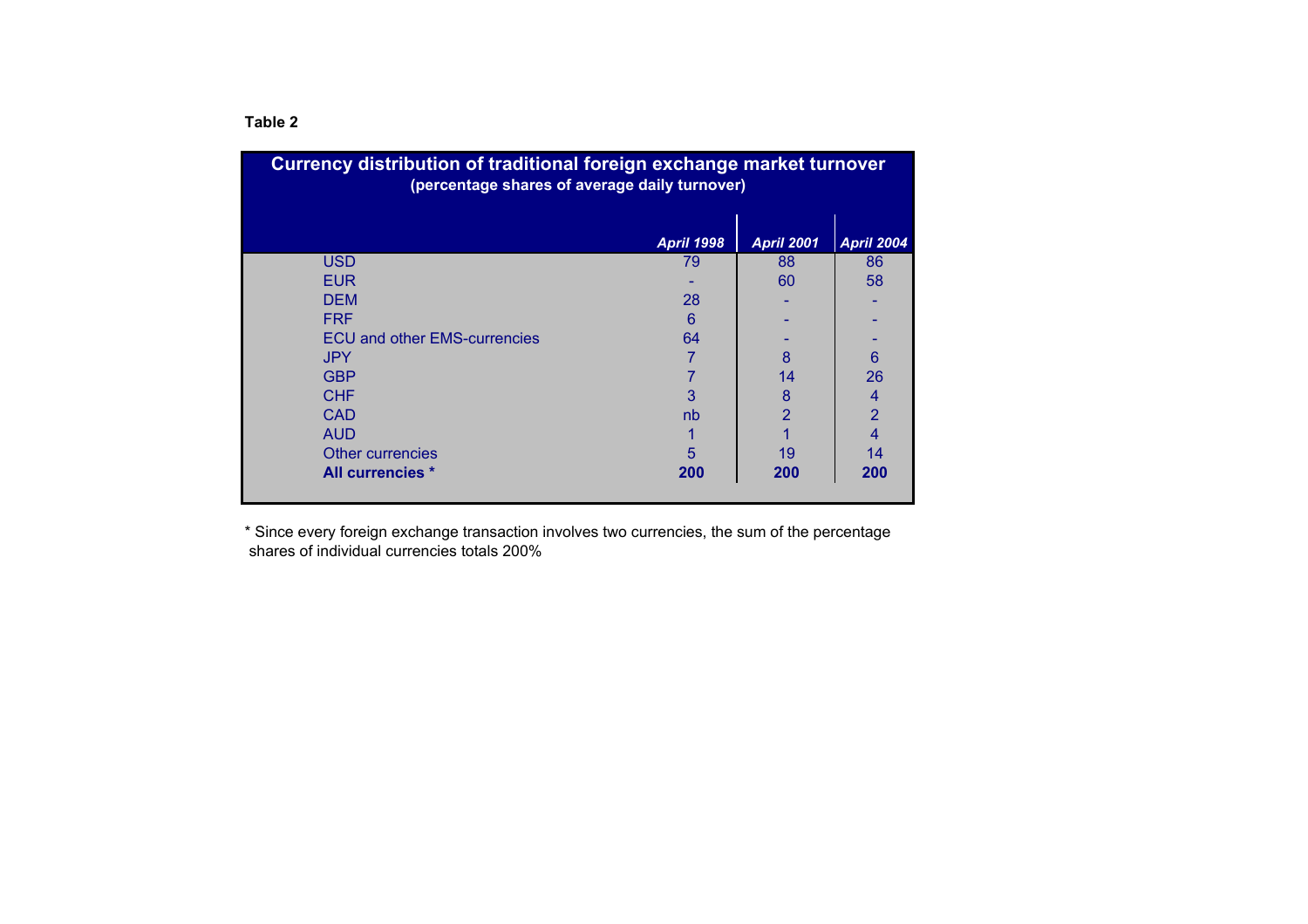**Table 2**

**Currency distribution of traditional foreign exchange market turnover**
**(percentage shares of average daily turnover)**

| | *April 1998* | *April 2001* | *April 2004* |
|---|---|---|---|
| USD | 79 | 88 | 86 |
| EUR | - | 60 | 58 |
| DEM | 28 | - | - |
| FRF | 6 | - | - |
| ECU and other EMS-currencies | 64 | - | - |
| JPY | 7 | 8 | 6 |
| GBP | 7 | 14 | 26 |
| CHF | 3 | 8 | 4 |
| CAD | nb | 2 | 2 |
| AUD | 1 | 1 | 4 |
| Other currencies | 5 | 19 | 14 |
| **All currencies *** | **200** | **200** | **200** |

* Since every foreign exchange transaction involves two currencies, the sum of the percentage shares of individual currencies totals 200%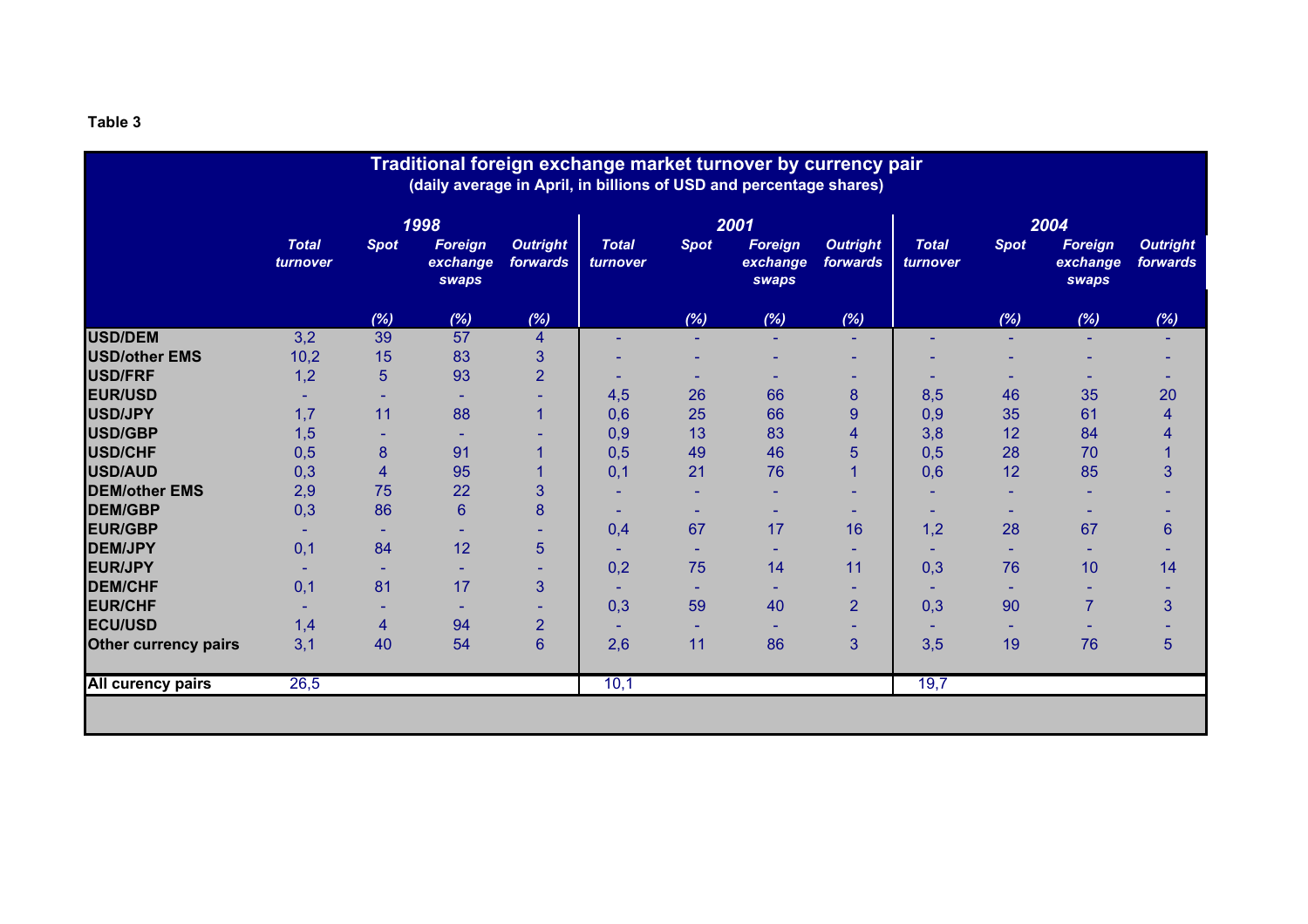**Table 3**

## Traditional foreign exchange market turnover by currency pair

(daily average in April, in billions of USD and percentage shares)

| | 1998 | | | | 2001 | | | | 2004 | | | |
|---|---|---|---|---|---|---|---|---|---|---|---|---|
| | *Total turnover* | *Spot* | *Foreign exchange swaps* | *Outright forwards* | *Total turnover* | *Spot* | *Foreign exchange swaps* | *Outright forwards* | *Total turnover* | *Spot* | *Foreign exchange swaps* | *Outright forwards* |
| | | *(%)* | *(%)* | *(%)* | | *(%)* | *(%)* | *(%)* | | *(%)* | *(%)* | *(%)* |
| **USD/DEM** | 3,2 | 39 | 57 | 4 | - | - | - | - | - | - | - | - |
| **USD/other EMS** | 10,2 | 15 | 83 | 3 | - | - | - | - | - | - | - | - |
| **USD/FRF** | 1,2 | 5 | 93 | 2 | - | - | - | - | - | - | - | - |
| **EUR/USD** | - | - | - | - | 4,5 | 26 | 66 | 8 | 8,5 | 46 | 35 | 20 |
| **USD/JPY** | 1,7 | 11 | 88 | 1 | 0,6 | 25 | 66 | 9 | 0,9 | 35 | 61 | 4 |
| **USD/GBP** | 1,5 | - | - | - | 0,9 | 13 | 83 | 4 | 3,8 | 12 | 84 | 4 |
| **USD/CHF** | 0,5 | 8 | 91 | 1 | 0,5 | 49 | 46 | 5 | 0,5 | 28 | 70 | 1 |
| **USD/AUD** | 0,3 | 4 | 95 | 1 | 0,1 | 21 | 76 | 1 | 0,6 | 12 | 85 | 3 |
| **DEM/other EMS** | 2,9 | 75 | 22 | 3 | - | - | - | - | - | - | - | - |
| **DEM/GBP** | 0,3 | 86 | 6 | 8 | - | - | - | - | - | - | - | - |
| **EUR/GBP** | - | - | - | - | 0,4 | 67 | 17 | 16 | 1,2 | 28 | 67 | 6 |
| **DEM/JPY** | 0,1 | 84 | 12 | 5 | - | - | - | - | - | - | - | - |
| **EUR/JPY** | - | - | - | - | 0,2 | 75 | 14 | 11 | 0,3 | 76 | 10 | 14 |
| **DEM/CHF** | 0,1 | 81 | 17 | 3 | - | - | - | - | - | - | - | - |
| **EUR/CHF** | - | - | - | - | 0,3 | 59 | 40 | 2 | 0,3 | 90 | 7 | 3 |
| **ECU/USD** | 1,4 | 4 | 94 | 2 | - | - | - | - | - | - | - | - |
| **Other currency pairs** | 3,1 | 40 | 54 | 6 | 2,6 | 11 | 86 | 3 | 3,5 | 19 | 76 | 5 |
| **All curency pairs** | 26,5 | | | | 10,1 | | | | 19,7 | | | |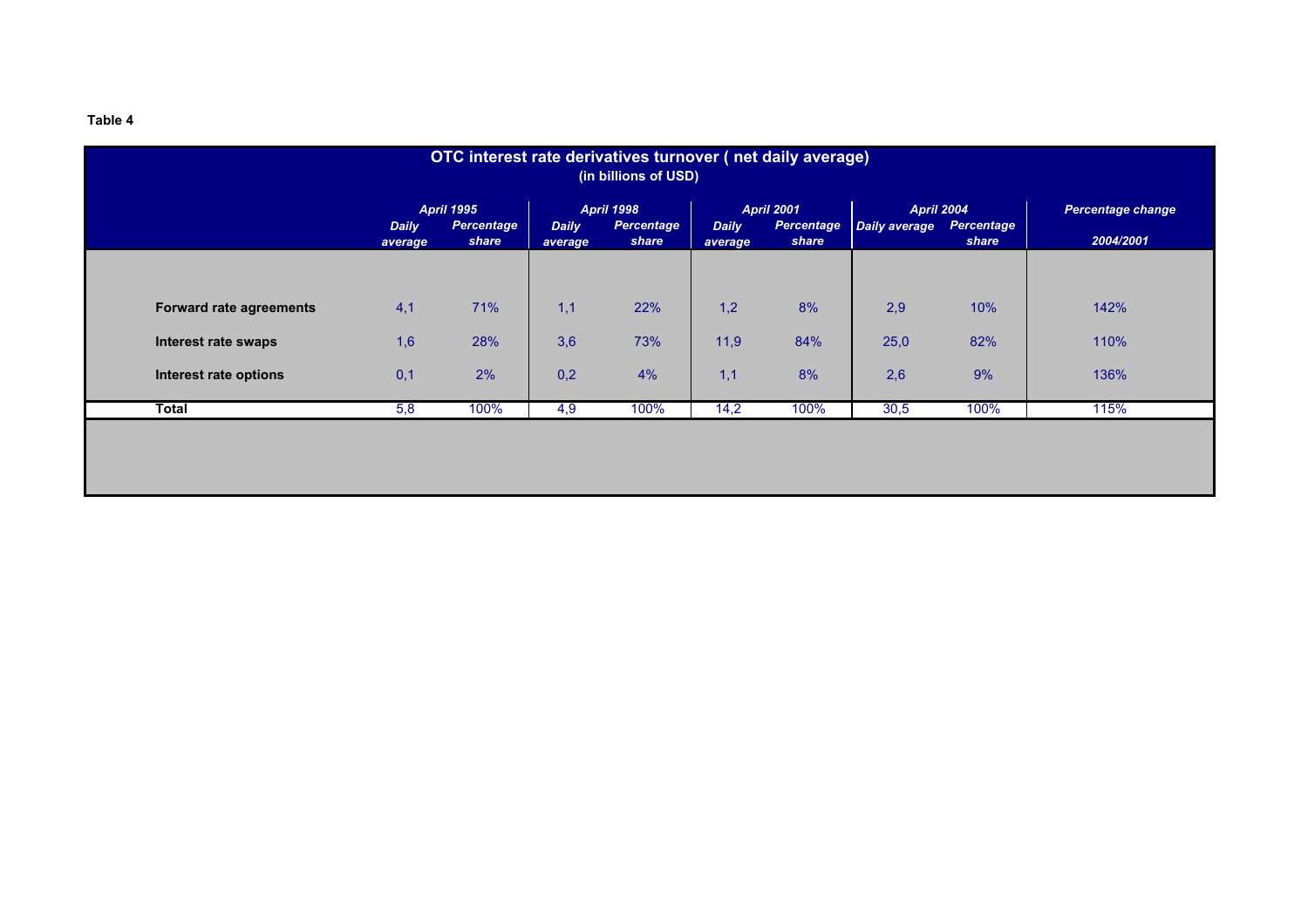**Table 4**

## OTC interest rate derivatives turnover ( net daily average)
### (in billions of USD)

| | *April 1995* | | *April 1998* | | *April 2001* | | *April 2004* | | *Percentage change* |
|---|---|---|---|---|---|---|---|---|---|
| | *Daily average* | *Percentage share* | *Daily average* | *Percentage share* | *Daily average* | *Percentage share* | *Daily average* | *Percentage share* | *2004/2001* |
| **Forward rate agreements** | 4,1 | 71% | 1,1 | 22% | 1,2 | 8% | 2,9 | 10% | 142% |
| **Interest rate swaps** | 1,6 | 28% | 3,6 | 73% | 11,9 | 84% | 25,0 | 82% | 110% |
| **Interest rate options** | 0,1 | 2% | 0,2 | 4% | 1,1 | 8% | 2,6 | 9% | 136% |
| **Total** | 5,8 | 100% | 4,9 | 100% | 14,2 | 100% | 30,5 | 100% | 115% |